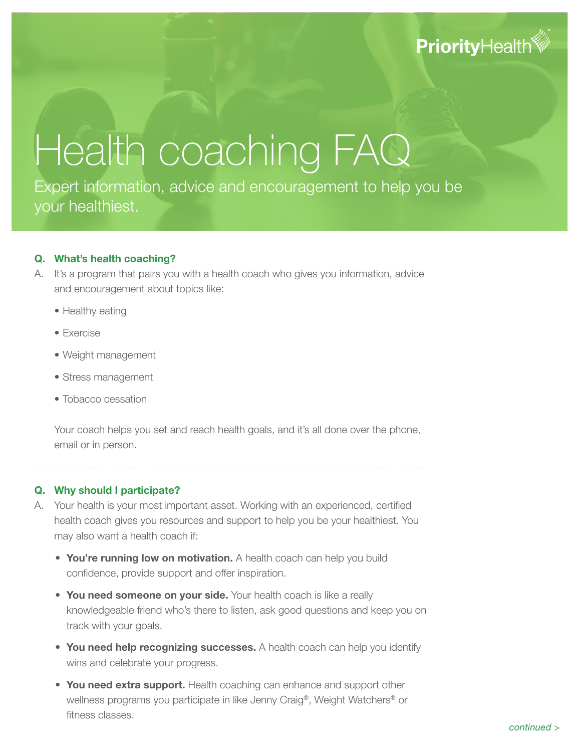PriorityHealth

# Health coaching FAQ

Expert information, advice and encouragement to help you be your healthiest.

**Q. What's health coaching?**

A. It's a program that pairs you with a health coach who gives you information, advice and encouragement about topics like:

- Healthy eating
- Exercise
- Weight management
- Stress management
- Tobacco cessation

Your coach helps you set and reach health goals, and it's all done over the phone, email or in person.

---

**Q. Why should I participate?**

A. Your health is your most important asset. Working with an experienced, certified health coach gives you resources and support to help you be your healthiest. You may also want a health coach if:

- **You're running low on motivation.** A health coach can help you build confidence, provide support and offer inspiration.
- **You need someone on your side.** Your health coach is like a really knowledgeable friend who's there to listen, ask good questions and keep you on track with your goals.
- **You need help recognizing successes.** A health coach can help you identify wins and celebrate your progress.
- **You need extra support.** Health coaching can enhance and support other wellness programs you participate in like Jenny Craig®, Weight Watchers® or fitness classes.

*continued >*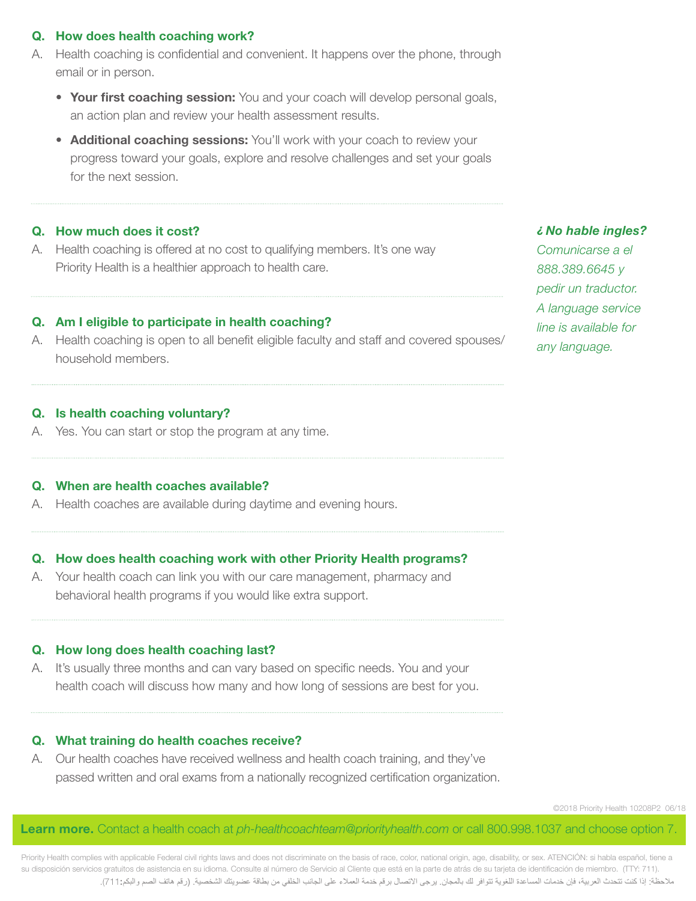**Q. How does health coaching work?**

A. Health coaching is confidential and convenient. It happens over the phone, through email or in person.

- **Your first coaching session:** You and your coach will develop personal goals, an action plan and review your health assessment results.
- **Additional coaching sessions:** You'll work with your coach to review your progress toward your goals, explore and resolve challenges and set your goals for the next session.

**Q. How much does it cost?**

A. Health coaching is offered at no cost to qualifying members. It's one way Priority Health is a healthier approach to health care.

**Q. Am I eligible to participate in health coaching?**

A. Health coaching is open to all benefit eligible faculty and staff and covered spouses/household members.

**Q. Is health coaching voluntary?**

A. Yes. You can start or stop the program at any time.

**Q. When are health coaches available?**

A. Health coaches are available during daytime and evening hours.

**Q. How does health coaching work with other Priority Health programs?**

A. Your health coach can link you with our care management, pharmacy and behavioral health programs if you would like extra support.

**Q. How long does health coaching last?**

A. It's usually three months and can vary based on specific needs. You and your health coach will discuss how many and how long of sessions are best for you.

**Q. What training do health coaches receive?**

A. Our health coaches have received wellness and health coach training, and they've passed written and oral exams from a nationally recognized certification organization.

***¿No hable ingles?***

*Comunicarse a el 888.389.6645 y pedir un traductor. A language service line is available for any language.*

©2018 Priority Health 10208P2 06/18

**Learn more.** Contact a health coach at *ph-healthcoachteam@priorityhealth.com* or call 800.998.1037 and choose option 7.

Priority Health complies with applicable Federal civil rights laws and does not discriminate on the basis of race, color, national origin, age, disability, or sex. ATENCIÓN: si habla español, tiene a su disposición servicios gratuitos de asistencia en su idioma. Consulte al número de Servicio al Cliente que está en la parte de atrás de su tarjeta de identificación de miembro. (TTY: 711).

ملاحظة: إذا كنت تتحدث العربية، فإن خدمات المساعدة اللغوية تتوافر لك بالمجان. يرجى الاتصال برقم خدمة العملاء على الجانب الخلفي من بطاقة عضويتك الشخصية. (رقم هاتف الصم والبكم:711).